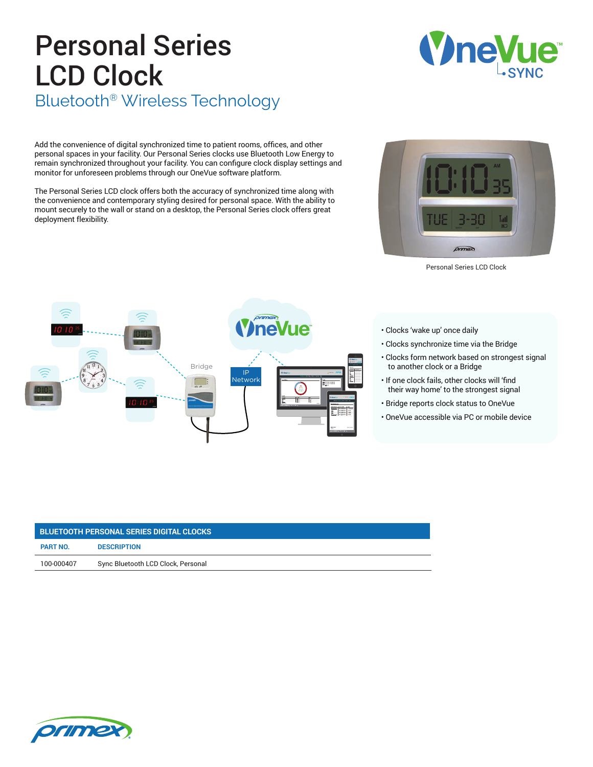# Personal Series LCD Clock

## Bluetooth® Wireless Technology

Add the convenience of digital synchronized time to patient rooms, offices, and other personal spaces in your facility. Our Personal Series clocks use Bluetooth Low Energy to remain synchronized throughout your facility. You can configure clock display settings and monitor for unforeseen problems through our OneVue software platform.

The Personal Series LCD clock offers both the accuracy of synchronized time along with the convenience and contemporary styling desired for personal space. With the ability to mount securely to the wall or stand on a desktop, the Personal Series clock offers great deployment flexibility.

Personal Series LCD Clock

- Clocks 'wake up' once daily
- Clocks synchronize time via the Bridge
- Clocks form network based on strongest signal to another clock or a Bridge
- If one clock fails, other clocks will 'find their way home' to the strongest signal
- Bridge reports clock status to OneVue
- OneVue accessible via PC or mobile device

| BLUETOOTH PERSONAL SERIES DIGITAL CLOCKS | |
|---|---|
| **PART NO.** | **DESCRIPTION** |
| 100-000407 | Sync Bluetooth LCD Clock, Personal |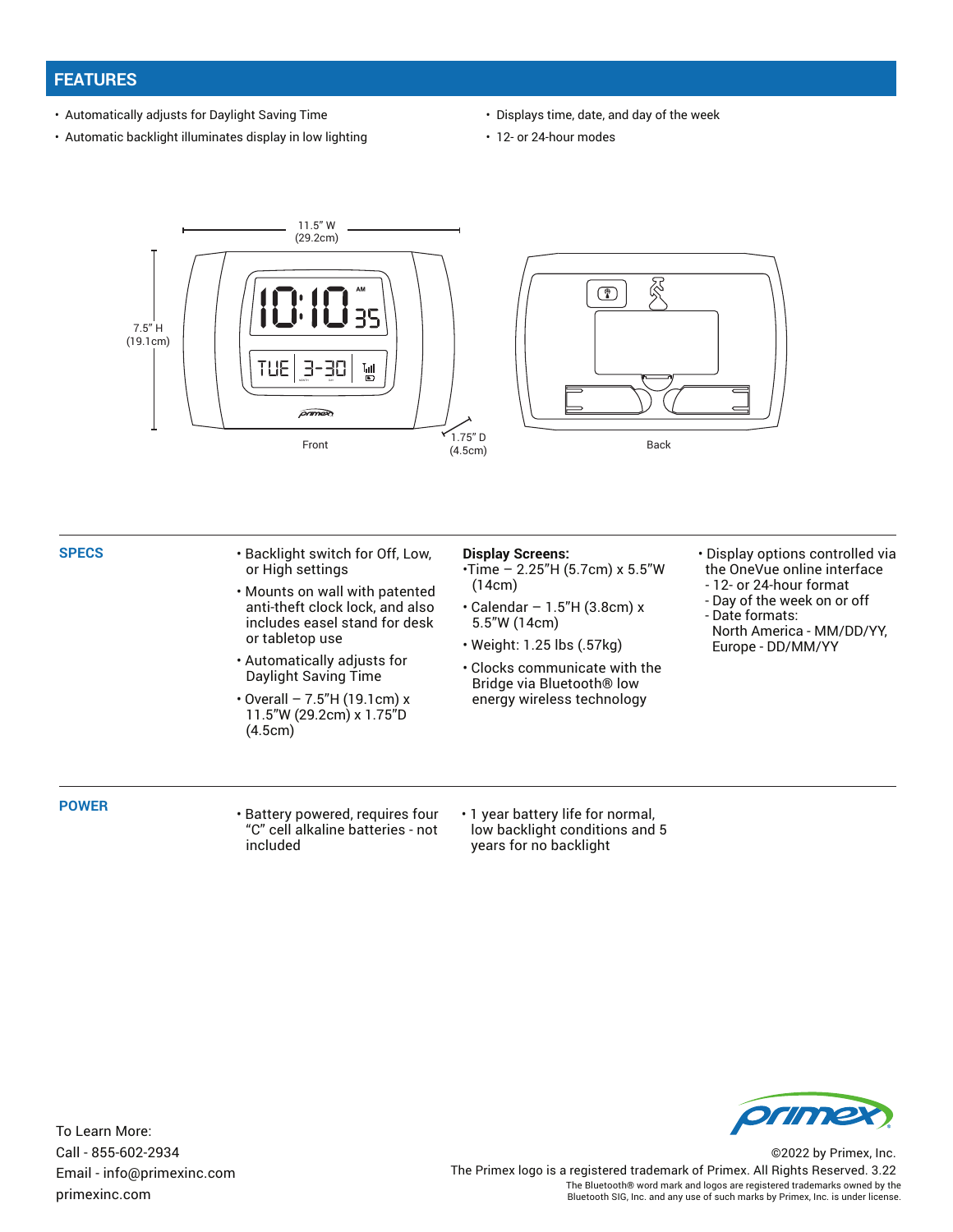## FEATURES

- Automatically adjusts for Daylight Saving Time
- Automatic backlight illuminates display in low lighting
- Displays time, date, and day of the week
- 12- or 24-hour modes

11.5" W
(29.2cm)

7.5" H
(19.1cm)

1.75" D
(4.5cm)

Front

Back

## SPECS

- Backlight switch for Off, Low, or High settings
- Mounts on wall with patented anti-theft clock lock, and also includes easel stand for desk or tabletop use
- Automatically adjusts for Daylight Saving Time
- Overall – 7.5"H (19.1cm) x 11.5"W (29.2cm) x 1.75"D (4.5cm)

**Display Screens:**

- Time – 2.25"H (5.7cm) x 5.5"W (14cm)
- Calendar – 1.5"H (3.8cm) x 5.5"W (14cm)
- Weight: 1.25 lbs (.57kg)
- Clocks communicate with the Bridge via Bluetooth® low energy wireless technology

- Display options controlled via the OneVue online interface
  - 12- or 24-hour format
  - Day of the week on or off
  - Date formats: North America - MM/DD/YY, Europe - DD/MM/YY

## POWER

- Battery powered, requires four "C" cell alkaline batteries - not included
- 1 year battery life for normal, low backlight conditions and 5 years for no backlight

To Learn More:
Call - 855-602-2934
Email - info@primexinc.com
primexinc.com

©2022 by Primex, Inc.
The Primex logo is a registered trademark of Primex. All Rights Reserved. 3.22
The Bluetooth® word mark and logos are registered trademarks owned by the Bluetooth SIG, Inc. and any use of such marks by Primex, Inc. is under license.